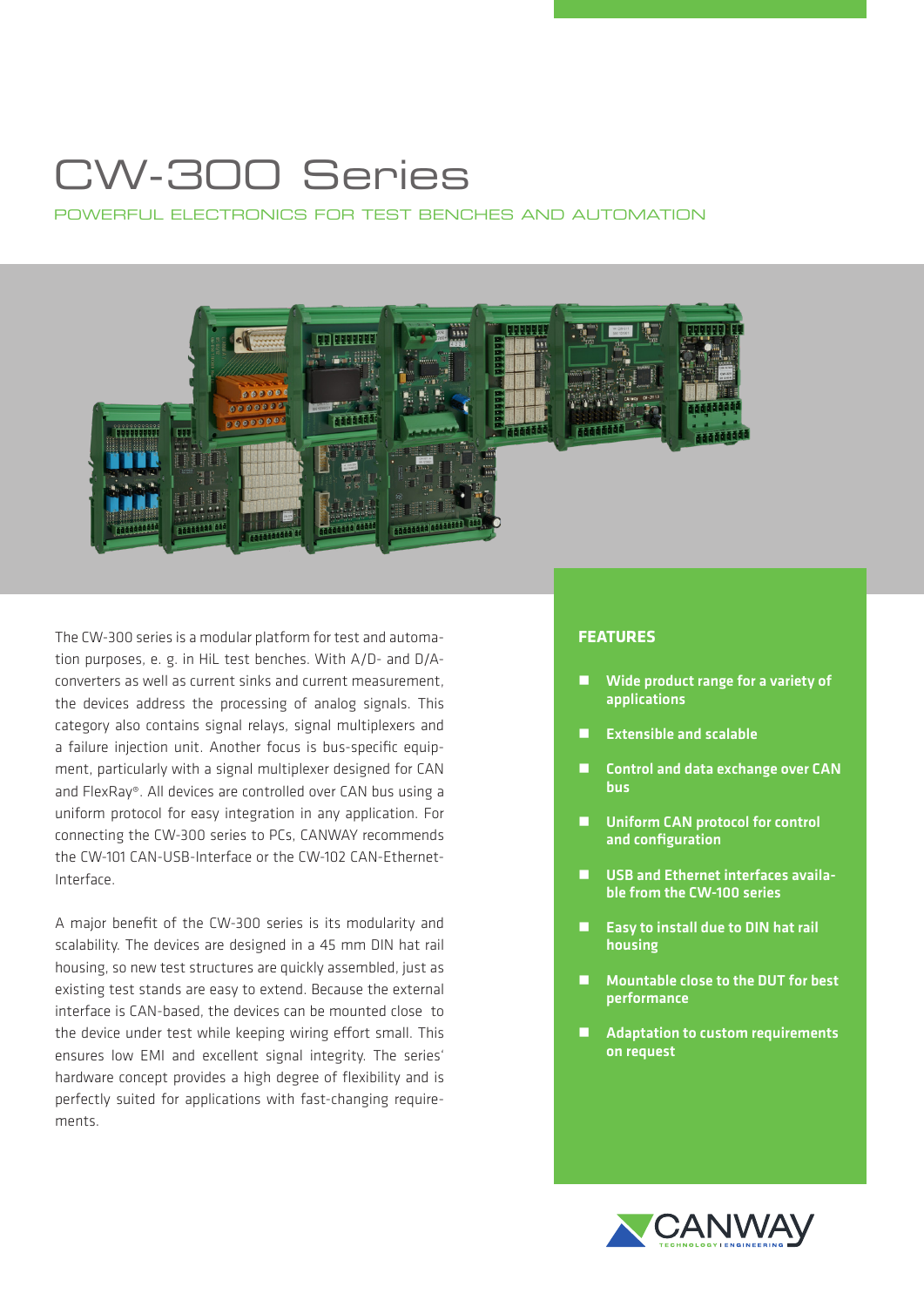# CW-300 Series

POWERFUL ELECTRONICS FOR TEST BENCHES AND AUTOMATION

The CW-300 series is a modular platform for test and automation purposes, e. g. in HiL test benches. With A/D- and D/A-converters as well as current sinks and current measurement, the devices address the processing of analog signals. This category also contains signal relays, signal multiplexers and a failure injection unit. Another focus is bus-specific equipment, particularly with a signal multiplexer designed for CAN and FlexRay®. All devices are controlled over CAN bus using a uniform protocol for easy integration in any application. For connecting the CW-300 series to PCs, CANWAY recommends the CW-101 CAN-USB-Interface or the CW-102 CAN-Ethernet-Interface.

A major benefit of the CW-300 series is its modularity and scalability. The devices are designed in a 45 mm DIN hat rail housing, so new test structures are quickly assembled, just as existing test stands are easy to extend. Because the external interface is CAN-based, the devices can be mounted close to the device under test while keeping wiring effort small. This ensures low EMI and excellent signal integrity. The series' hardware concept provides a high degree of flexibility and is perfectly suited for applications with fast-changing requirements.

## FEATURES

- **Wide product range for a variety of applications**
- **Extensible and scalable**
- **Control and data exchange over CAN bus**
- **Uniform CAN protocol for control and configuration**
- **USB and Ethernet interfaces available from the CW-100 series**
- **Easy to install due to DIN hat rail housing**
- **Mountable close to the DUT for best performance**
- **Adaptation to custom requirements on request**

CANWAY TECHNOLOGY | ENGINEERING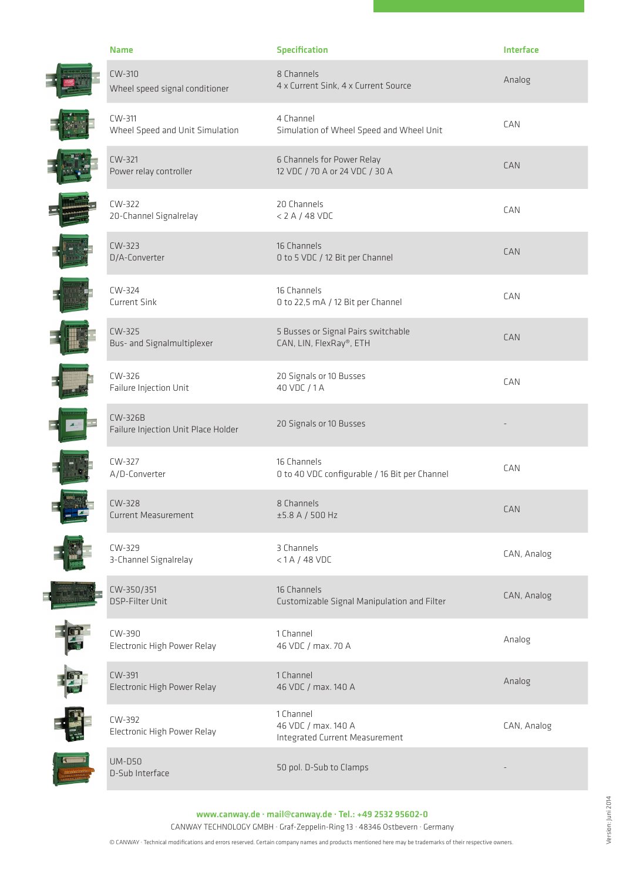| Name | Specification | Interface |
|---|---|---|
| CW-310<br>Wheel speed signal conditioner | 8 Channels<br>4 x Current Sink, 4 x Current Source | Analog |
| CW-311<br>Wheel Speed and Unit Simulation | 4 Channel<br>Simulation of Wheel Speed and Wheel Unit | CAN |
| CW-321<br>Power relay controller | 6 Channels for Power Relay<br>12 VDC / 70 A or 24 VDC / 30 A | CAN |
| CW-322<br>20-Channel Signalrelay | 20 Channels<br>< 2 A / 48 VDC | CAN |
| CW-323<br>D/A-Converter | 16 Channels<br>0 to 5 VDC / 12 Bit per Channel | CAN |
| CW-324<br>Current Sink | 16 Channels<br>0 to 22,5 mA / 12 Bit per Channel | CAN |
| CW-325<br>Bus- and Signalmultiplexer | 5 Busses or Signal Pairs switchable<br>CAN, LIN, FlexRay®, ETH | CAN |
| CW-326<br>Failure Injection Unit | 20 Signals or 10 Busses<br>40 VDC / 1 A | CAN |
| CW-326B<br>Failure Injection Unit Place Holder | 20 Signals or 10 Busses | - |
| CW-327<br>A/D-Converter | 16 Channels<br>0 to 40 VDC configurable / 16 Bit per Channel | CAN |
| CW-328<br>Current Measurement | 8 Channels<br>±5.8 A / 500 Hz | CAN |
| CW-329<br>3-Channel Signalrelay | 3 Channels<br>< 1 A / 48 VDC | CAN, Analog |
| CW-350/351<br>DSP-Filter Unit | 16 Channels<br>Customizable Signal Manipulation and Filter | CAN, Analog |
| CW-390<br>Electronic High Power Relay | 1 Channel<br>46 VDC / max. 70 A | Analog |
| CW-391<br>Electronic High Power Relay | 1 Channel<br>46 VDC / max. 140 A | Analog |
| CW-392<br>Electronic High Power Relay | 1 Channel<br>46 VDC / max. 140 A<br>Integrated Current Measurement | CAN, Analog |
| UM-D50<br>D-Sub Interface | 50 pol. D-Sub to Clamps | - |

**www.canway.de · mail@canway.de · Tel.: +49 2532 95602-0**

CANWAY TECHNOLOGY GMBH · Graf-Zeppelin-Ring 13 · 48346 Ostbevern · Germany

© CANWAY · Technical modifications and errors reserved. Certain company names and products mentioned here may be trademarks of their respective owners.

Version: Juni 2014